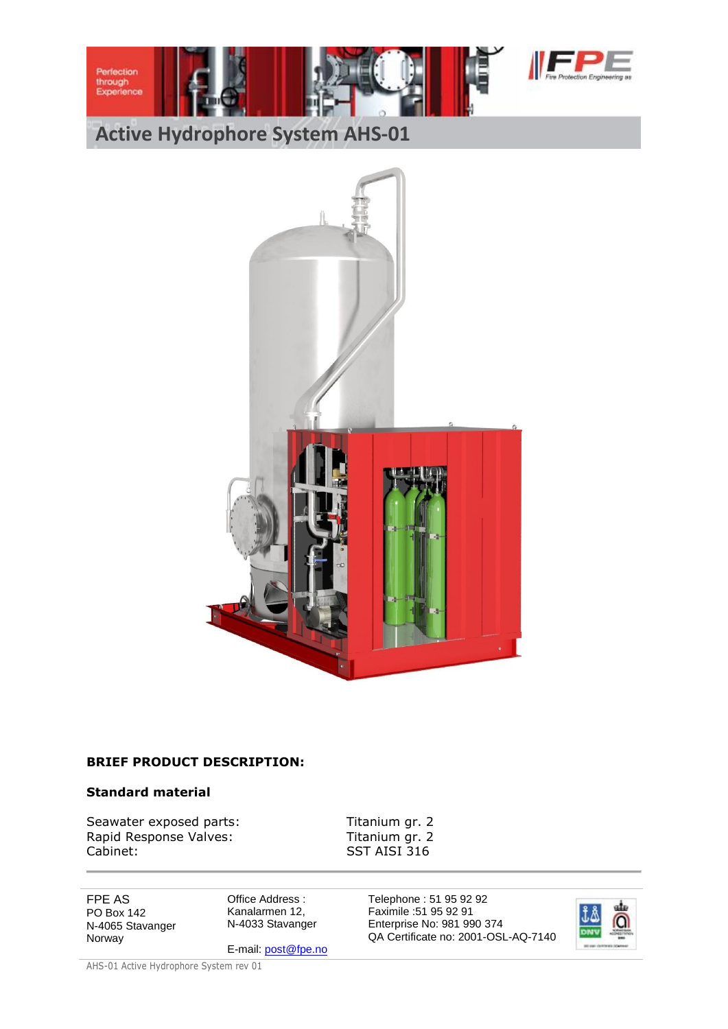# Active Hydrophore System AHS-01

**BRIEF PRODUCT DESCRIPTION:**

**Standard material**

| | |
|---|---|
| Seawater exposed parts: | Titanium gr. 2 |
| Rapid Response Valves: | Titanium gr. 2 |
| Cabinet: | SST AISI 316 |

FPE AS
PO Box 142
N-4065 Stavanger
Norway

Office Address :
Kanalarmen 12,
N-4033 Stavanger

E-mail: post@fpe.no

Telephone : 51 95 92 92
Faximile :51 95 92 91
Enterprise No: 981 990 374
QA Certificate no: 2001-OSL-AQ-7140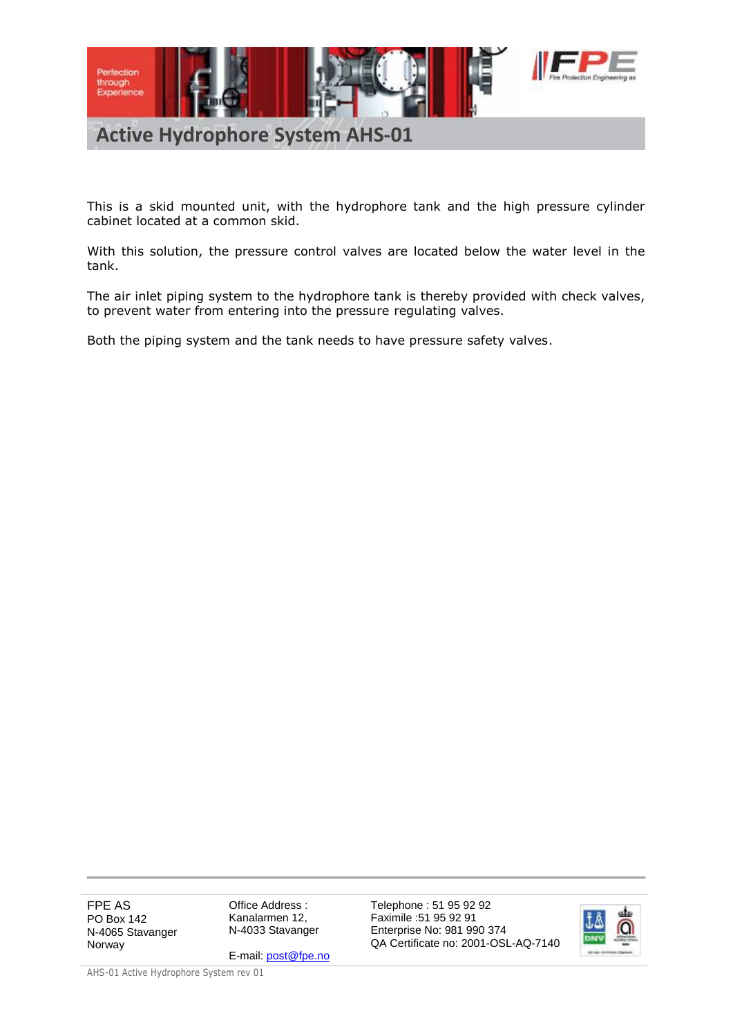# Active Hydrophore System AHS-01

This is a skid mounted unit, with the hydrophore tank and the high pressure cylinder cabinet located at a common skid.

With this solution, the pressure control valves are located below the water level in the tank.

The air inlet piping system to the hydrophore tank is thereby provided with check valves, to prevent water from entering into the pressure regulating valves.

Both the piping system and the tank needs to have pressure safety valves.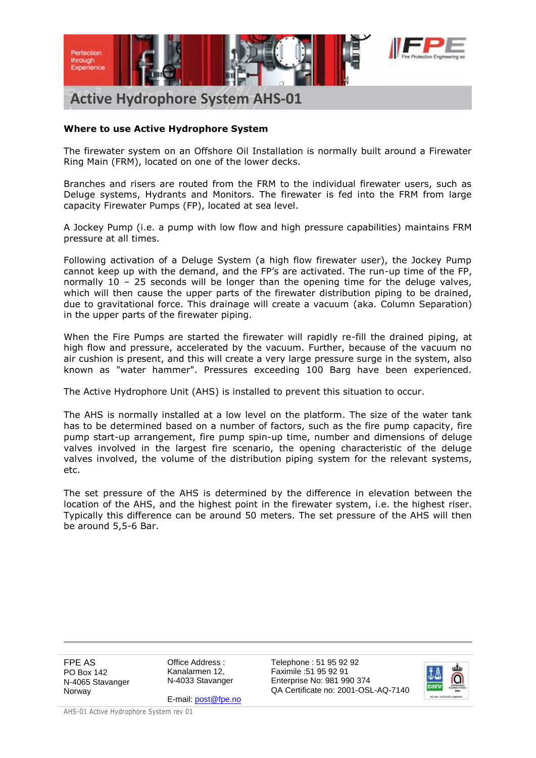# Active Hydrophore System AHS-01

**Where to use Active Hydrophore System**

The firewater system on an Offshore Oil Installation is normally built around a Firewater Ring Main (FRM), located on one of the lower decks.

Branches and risers are routed from the FRM to the individual firewater users, such as Deluge systems, Hydrants and Monitors. The firewater is fed into the FRM from large capacity Firewater Pumps (FP), located at sea level.

A Jockey Pump (i.e. a pump with low flow and high pressure capabilities) maintains FRM pressure at all times.

Following activation of a Deluge System (a high flow firewater user), the Jockey Pump cannot keep up with the demand, and the FP's are activated. The run-up time of the FP, normally 10 – 25 seconds will be longer than the opening time for the deluge valves, which will then cause the upper parts of the firewater distribution piping to be drained, due to gravitational force. This drainage will create a vacuum (aka. Column Separation) in the upper parts of the firewater piping.

When the Fire Pumps are started the firewater will rapidly re-fill the drained piping, at high flow and pressure, accelerated by the vacuum. Further, because of the vacuum no air cushion is present, and this will create a very large pressure surge in the system, also known as "water hammer". Pressures exceeding 100 Barg have been experienced.

The Active Hydrophore Unit (AHS) is installed to prevent this situation to occur.

The AHS is normally installed at a low level on the platform. The size of the water tank has to be determined based on a number of factors, such as the fire pump capacity, fire pump start-up arrangement, fire pump spin-up time, number and dimensions of deluge valves involved in the largest fire scenario, the opening characteristic of the deluge valves involved, the volume of the distribution piping system for the relevant systems, etc.

The set pressure of the AHS is determined by the difference in elevation between the location of the AHS, and the highest point in the firewater system, i.e. the highest riser. Typically this difference can be around 50 meters. The set pressure of the AHS will then be around 5,5-6 Bar.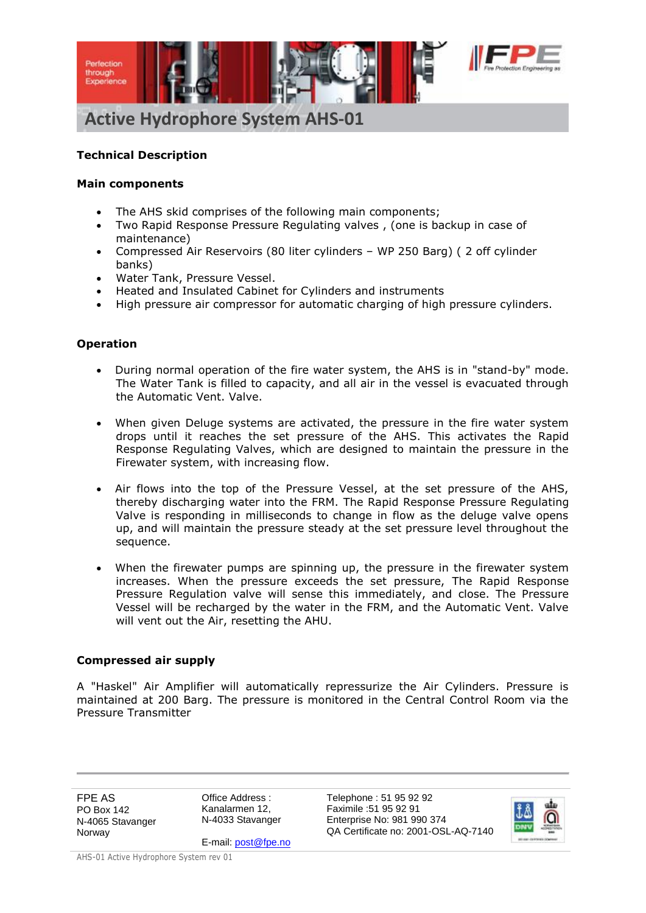# Active Hydrophore System AHS-01

## Technical Description

### Main components

- The AHS skid comprises of the following main components;
- Two Rapid Response Pressure Regulating valves , (one is backup in case of maintenance)
- Compressed Air Reservoirs (80 liter cylinders – WP 250 Barg) ( 2 off cylinder banks)
- Water Tank, Pressure Vessel.
- Heated and Insulated Cabinet for Cylinders and instruments
- High pressure air compressor for automatic charging of high pressure cylinders.

### Operation

- During normal operation of the fire water system, the AHS is in "stand-by" mode. The Water Tank is filled to capacity, and all air in the vessel is evacuated through the Automatic Vent. Valve.

- When given Deluge systems are activated, the pressure in the fire water system drops until it reaches the set pressure of the AHS. This activates the Rapid Response Regulating Valves, which are designed to maintain the pressure in the Firewater system, with increasing flow.

- Air flows into the top of the Pressure Vessel, at the set pressure of the AHS, thereby discharging water into the FRM. The Rapid Response Pressure Regulating Valve is responding in milliseconds to change in flow as the deluge valve opens up, and will maintain the pressure steady at the set pressure level throughout the sequence.

- When the firewater pumps are spinning up, the pressure in the firewater system increases. When the pressure exceeds the set pressure, The Rapid Response Pressure Regulation valve will sense this immediately, and close. The Pressure Vessel will be recharged by the water in the FRM, and the Automatic Vent. Valve will vent out the Air, resetting the AHU.

### Compressed air supply

A "Haskel" Air Amplifier will automatically repressurize the Air Cylinders. Pressure is maintained at 200 Barg. The pressure is monitored in the Central Control Room via the Pressure Transmitter

FPE AS
PO Box 142
N-4065 Stavanger
Norway

Office Address :
Kanalarmen 12,
N-4033 Stavanger

E-mail: post@fpe.no

Telephone : 51 95 92 92
Faximile :51 95 92 91
Enterprise No: 981 990 374
QA Certificate no: 2001-OSL-AQ-7140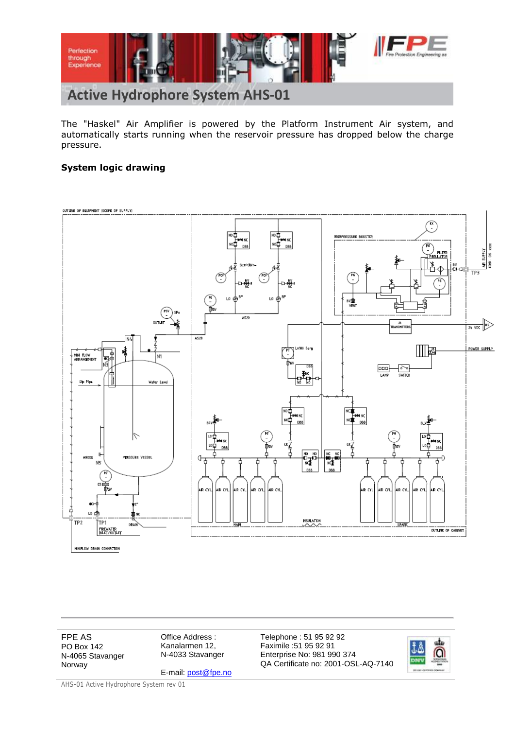# Active Hydrophore System AHS-01

The "Haskel" Air Amplifier is powered by the Platform Instrument Air system, and automatically starts running when the reservoir pressure has dropped below the charge pressure.

**System logic drawing**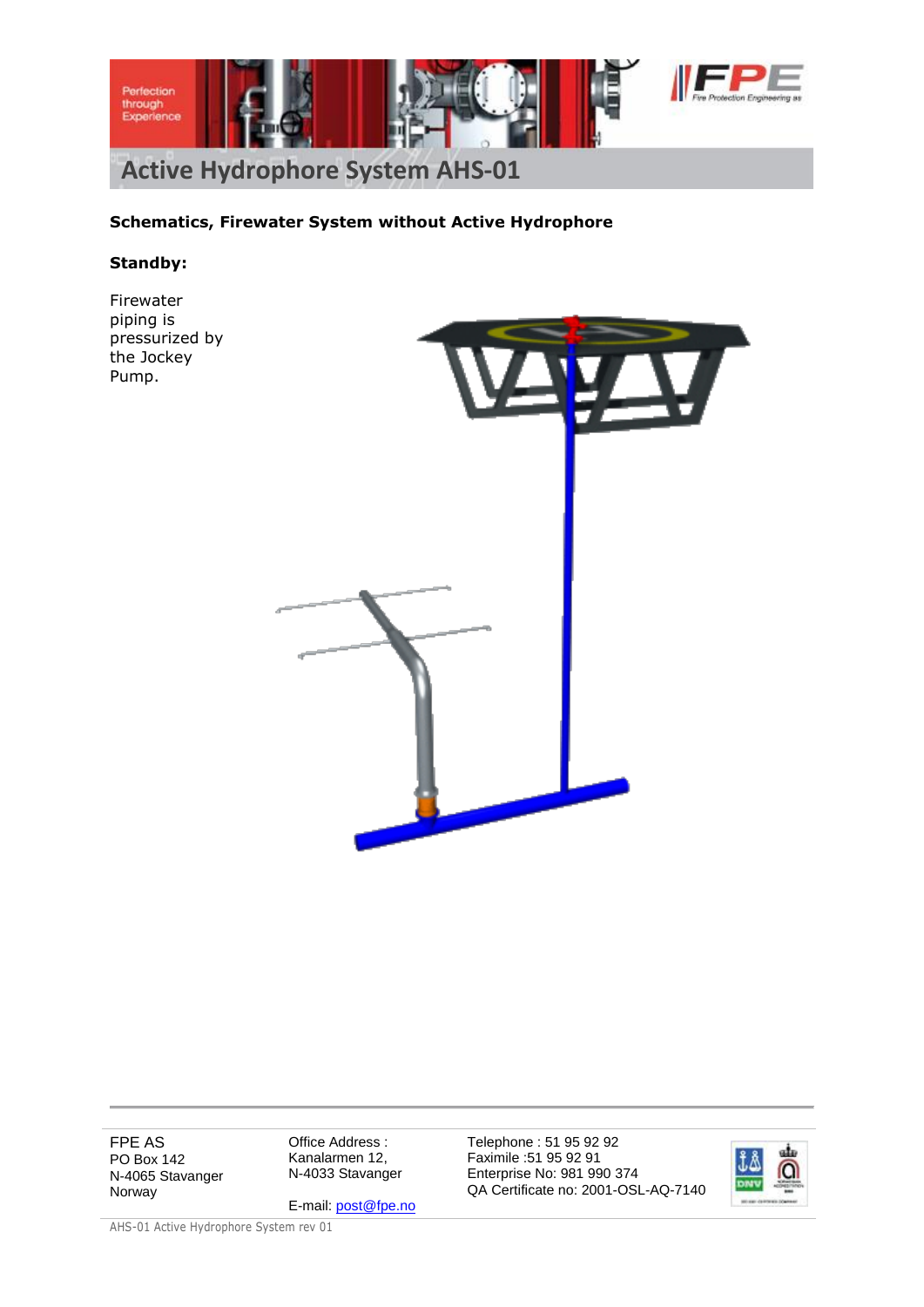## Schematics, Firewater System without Active Hydrophore

### Standby:

Firewater piping is pressurized by the Jockey Pump.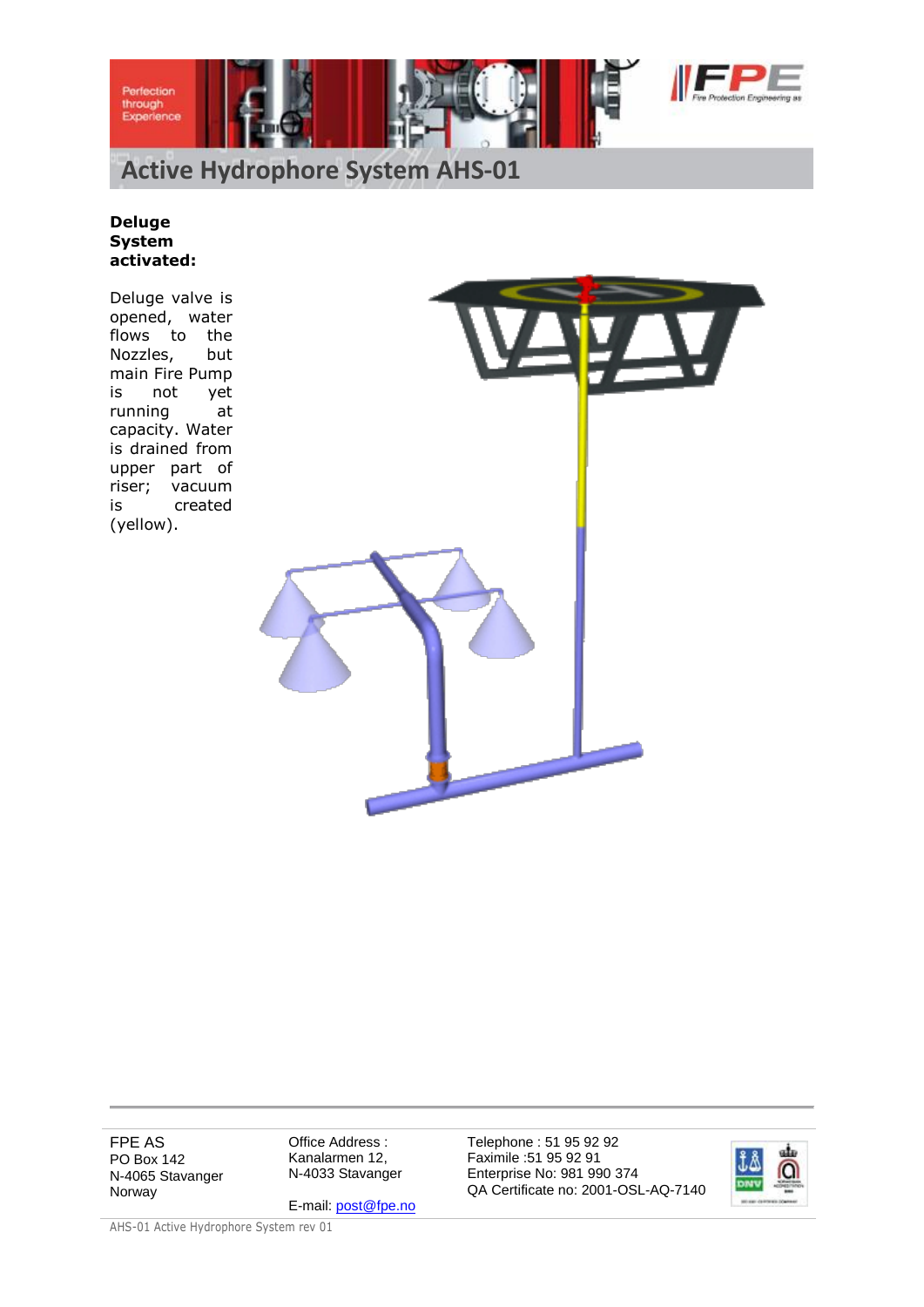# Active Hydrophore System AHS-01

**Deluge System activated:**

Deluge valve is opened, water flows to the Nozzles, but main Fire Pump is not yet running at capacity. Water is drained from upper part of riser; vacuum is created (yellow).

FPE AS
PO Box 142
N-4065 Stavanger
Norway

Office Address :
Kanalarmen 12,
N-4033 Stavanger

E-mail: post@fpe.no

Telephone : 51 95 92 92
Faximile :51 95 92 91
Enterprise No: 981 990 374
QA Certificate no: 2001-OSL-AQ-7140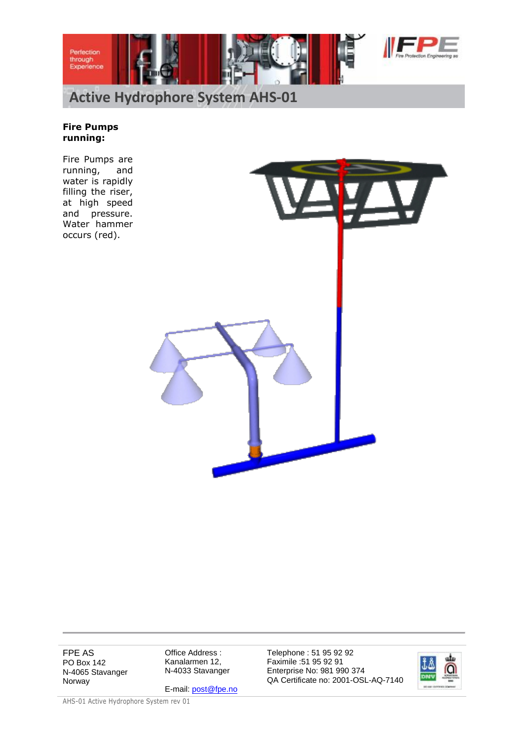# Active Hydrophore System AHS-01

**Fire Pumps running:**

Fire Pumps are running, and water is rapidly filling the riser, at high speed and pressure. Water hammer occurs (red).

FPE AS
PO Box 142
N-4065 Stavanger
Norway

Office Address :
Kanalarmen 12,
N-4033 Stavanger

E-mail: post@fpe.no

Telephone : 51 95 92 92
Faximile :51 95 92 91
Enterprise No: 981 990 374
QA Certificate no: 2001-OSL-AQ-7140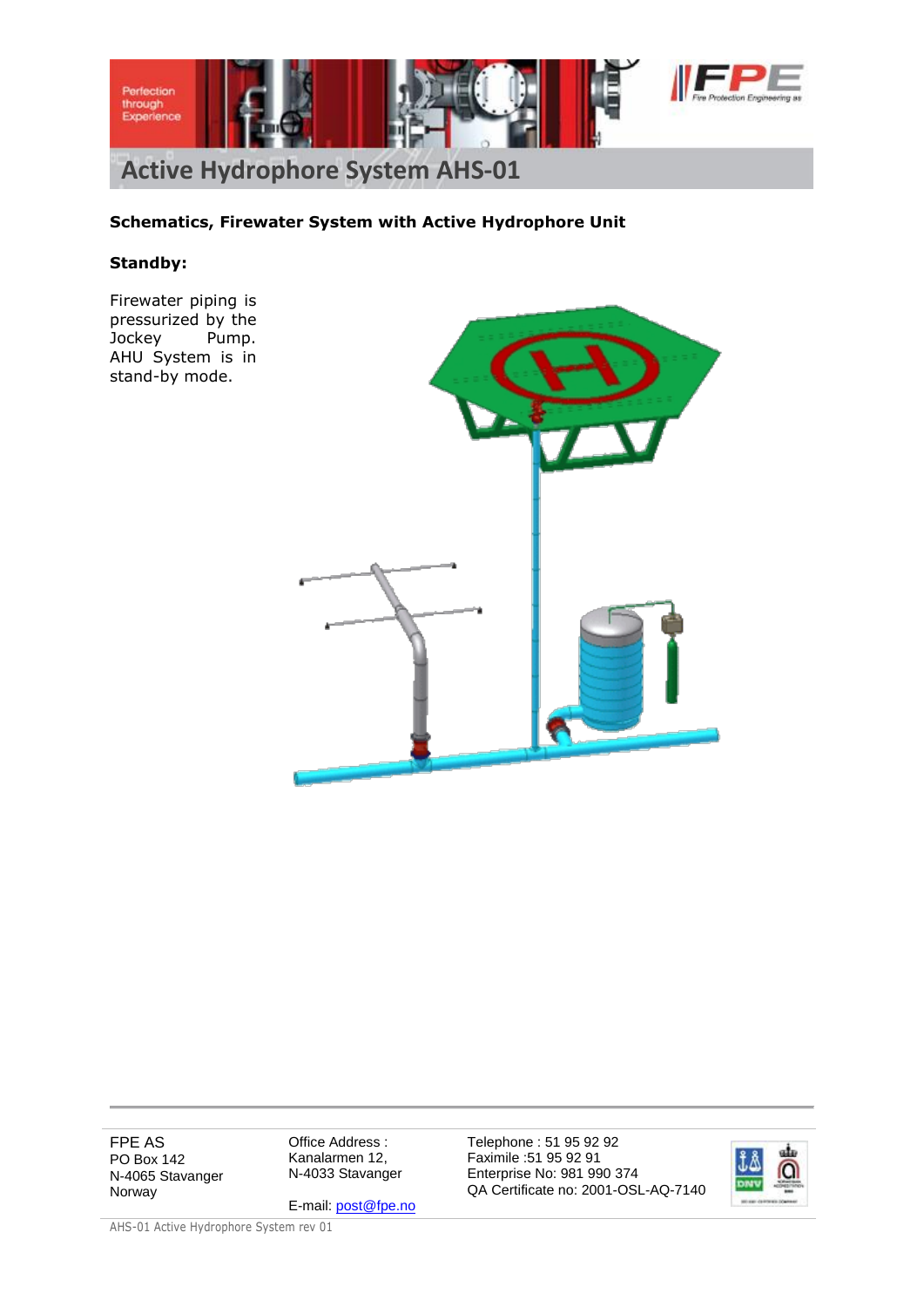## Schematics, Firewater System with Active Hydrophore Unit

**Standby:**

Firewater piping is pressurized by the Jockey Pump. AHU System is in stand-by mode.

FPE AS
PO Box 142
N-4065 Stavanger
Norway

Office Address :
Kanalarmen 12,
N-4033 Stavanger

E-mail: post@fpe.no

Telephone : 51 95 92 92
Faximile :51 95 92 91
Enterprise No: 981 990 374
QA Certificate no: 2001-OSL-AQ-7140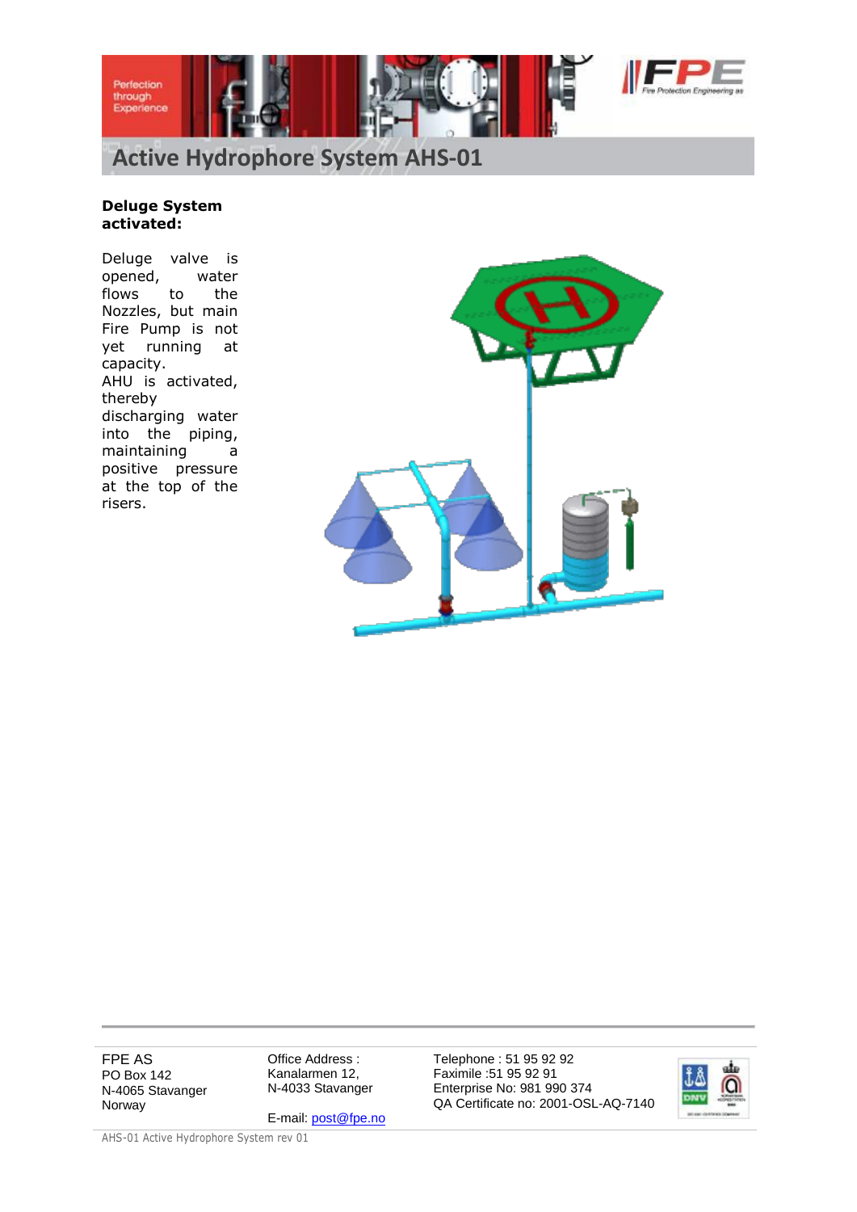# Active Hydrophore System AHS-01

**Deluge System activated:**

Deluge valve is opened, water flows to the Nozzles, but main Fire Pump is not yet running at capacity.
AHU is activated, thereby discharging water into the piping, maintaining a positive pressure at the top of the risers.

FPE AS
PO Box 142
N-4065 Stavanger
Norway

Office Address :
Kanalarmen 12,
N-4033 Stavanger

E-mail: post@fpe.no

Telephone : 51 95 92 92
Faximile :51 95 92 91
Enterprise No: 981 990 374
QA Certificate no: 2001-OSL-AQ-7140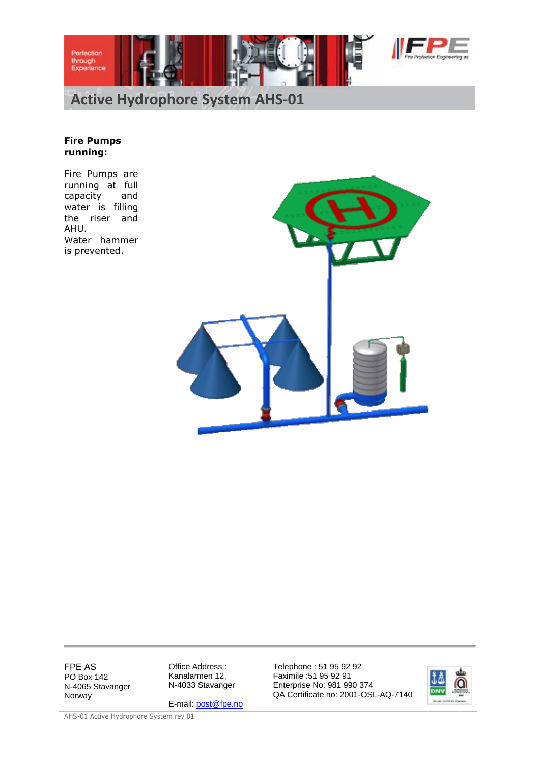# Active Hydrophore System AHS-01

**Fire Pumps running:**

Fire Pumps are running at full capacity and water is filling the riser and AHU.
Water hammer is prevented.

FPE AS
PO Box 142
N-4065 Stavanger
Norway

Office Address :
Kanalarmen 12,
N-4033 Stavanger

E-mail: post@fpe.no

Telephone : 51 95 92 92
Faximile :51 95 92 91
Enterprise No: 981 990 374
QA Certificate no: 2001-OSL-AQ-7140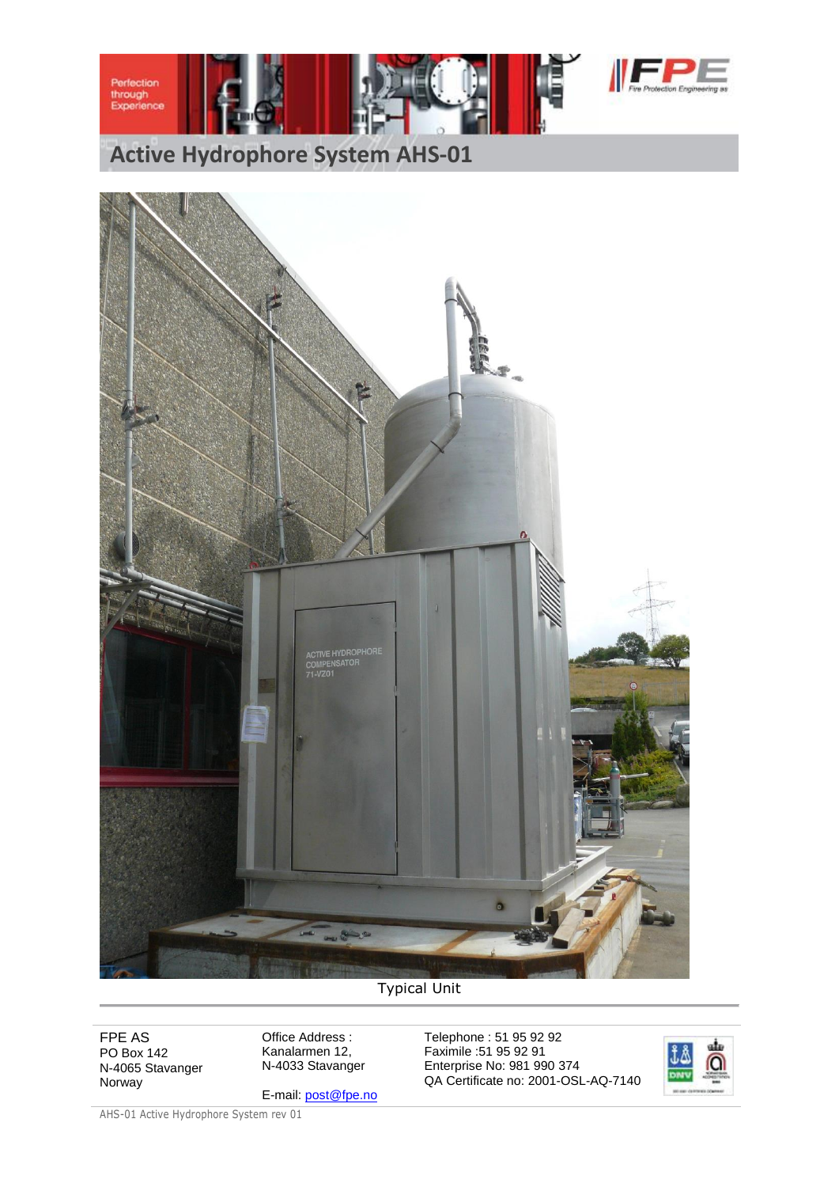# Active Hydrophore System AHS-01

Typical Unit

FPE AS
PO Box 142
N-4065 Stavanger
Norway

Office Address :
Kanalarmen 12,
N-4033 Stavanger

E-mail: post@fpe.no

Telephone : 51 95 92 92
Faximile :51 95 92 91
Enterprise No: 981 990 374
QA Certificate no: 2001-OSL-AQ-7140